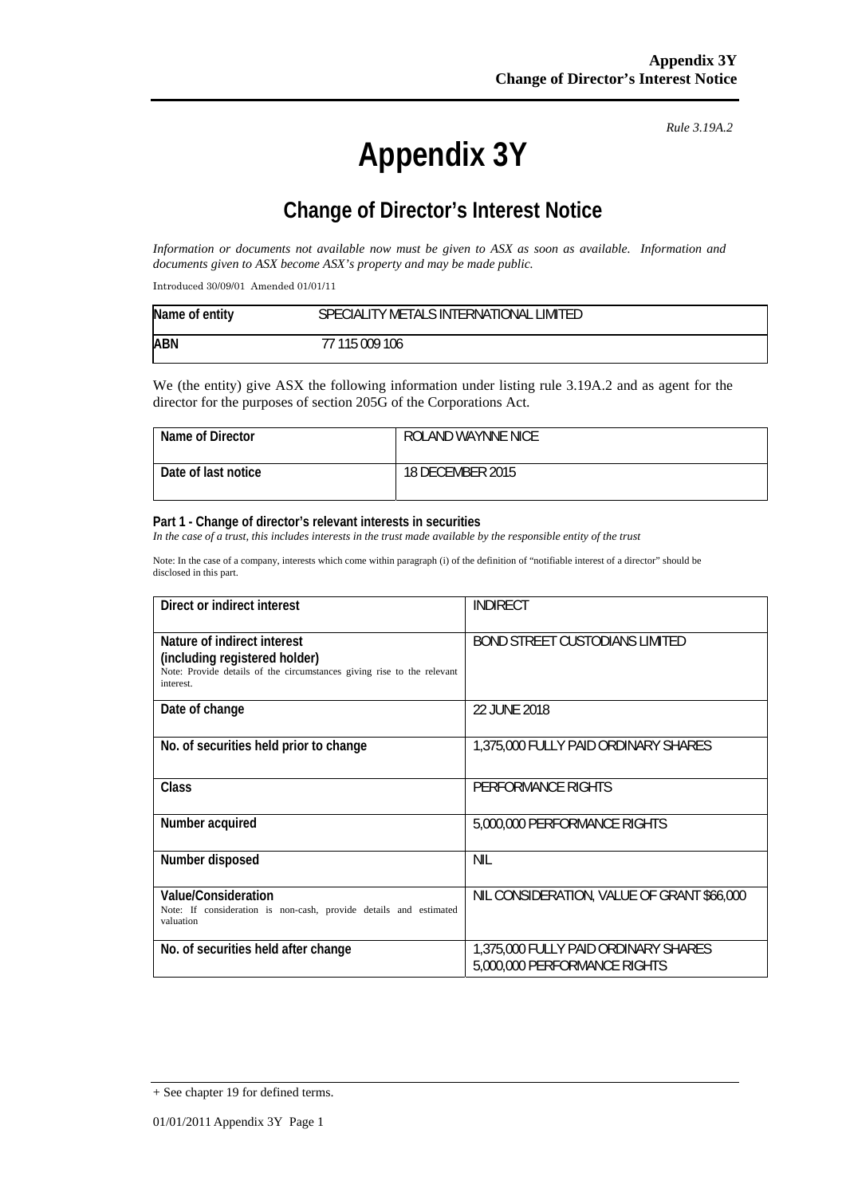*Rule 3.19A.2*

# Appendix 3Y

## Change of Director's Interest Notice

*Information or documents not available now must be given to ASX as soon as available. Information and documents given to ASX become ASX's property and may be made public.*

Introduced 30/09/01 Amended 01/01/11

| Name of entity | SPECIALITY METALS INTERNATIONAL LIMITED |
|---|---|
| ABN | 77 115 009 106 |

We (the entity) give ASX the following information under listing rule 3.19A.2 and as agent for the director for the purposes of section 205G of the Corporations Act.

| Name of Director | ROLAND WAYNNE NICE |
|---|---|
| Date of last notice | 18 DECEMBER 2015 |

**Part 1 - Change of director's relevant interests in securities**

*In the case of a trust, this includes interests in the trust made available by the responsible entity of the trust*

Note: In the case of a company, interests which come within paragraph (i) of the definition of "notifiable interest of a director" should be disclosed in this part.

| Direct or indirect interest | INDIRECT |
|---|---|
| **Nature of indirect interest (including registered holder)** Note: Provide details of the circumstances giving rise to the relevant interest. | BOND STREET CUSTODIANS LIMITED |
| **Date of change** | 22 JUNE 2018 |
| **No. of securities held prior to change** | 1,375,000 FULLY PAID ORDINARY SHARES |
| **Class** | PERFORMANCE RIGHTS |
| **Number acquired** | 5,000,000 PERFORMANCE RIGHTS |
| **Number disposed** | NIL |
| **Value/Consideration** Note: If consideration is non-cash, provide details and estimated valuation | NIL CONSIDERATION, VALUE OF GRANT $66,000 |
| **No. of securities held after change** | 1,375,000 FULLY PAID ORDINARY SHARES<br>5,000,000 PERFORMANCE RIGHTS |

+ See chapter 19 for defined terms.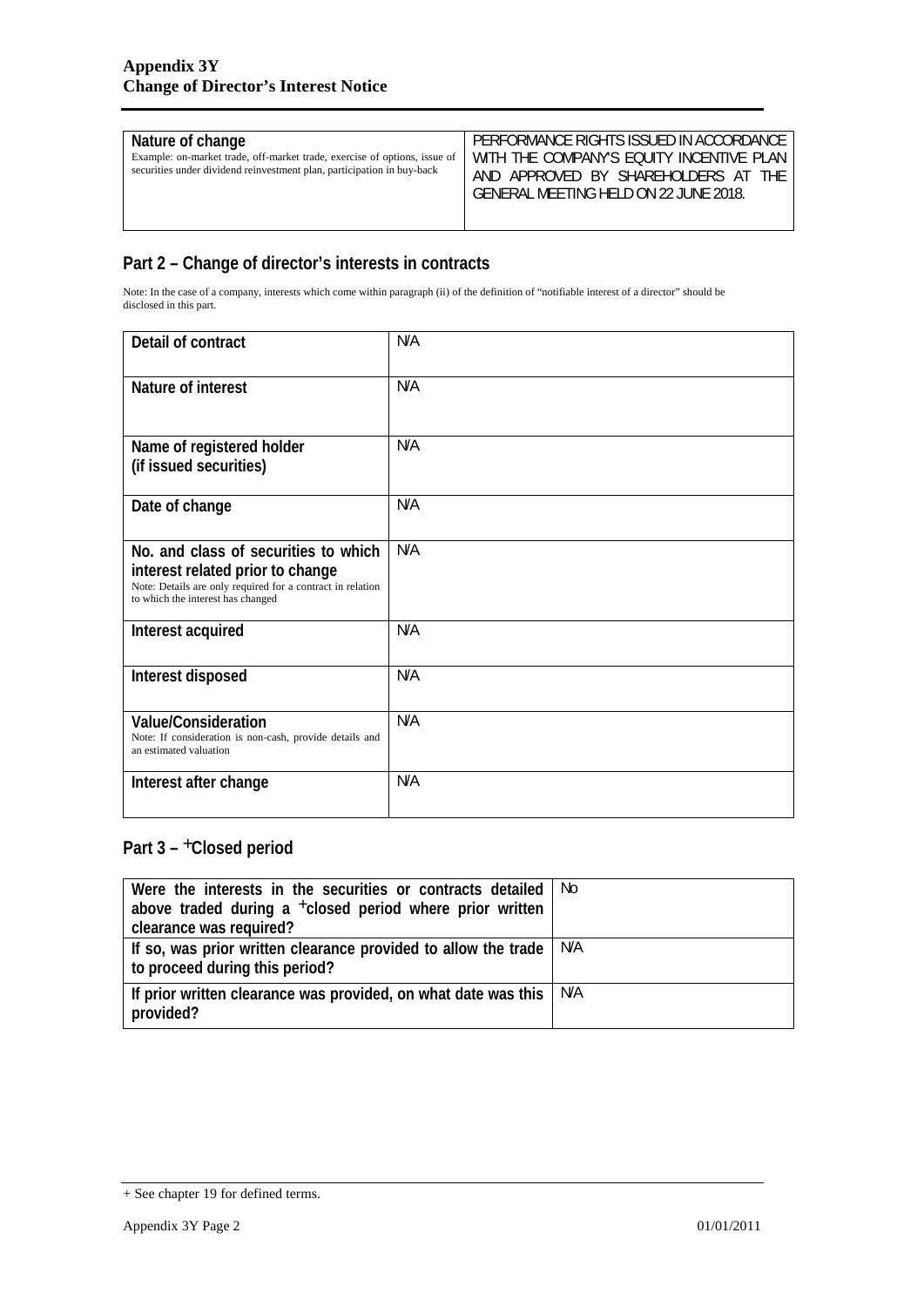| | |
|---|---|
| **Nature of change**<br>Example: on-market trade, off-market trade, exercise of options, issue of securities under dividend reinvestment plan, participation in buy-back | PERFORMANCE RIGHTS ISSUED IN ACCORDANCE WITH THE COMPANY'S EQUITY INCENTIVE PLAN AND APPROVED BY SHAREHOLDERS AT THE GENERAL MEETING HELD ON 22 JUNE 2018. |

## Part 2 – Change of director's interests in contracts

Note: In the case of a company, interests which come within paragraph (ii) of the definition of "notifiable interest of a director" should be disclosed in this part.

| | |
|---|---|
| **Detail of contract** | N/A |
| **Nature of interest** | N/A |
| **Name of registered holder (if issued securities)** | N/A |
| **Date of change** | N/A |
| **No. and class of securities to which interest related prior to change**<br>Note: Details are only required for a contract in relation to which the interest has changed | N/A |
| **Interest acquired** | N/A |
| **Interest disposed** | N/A |
| **Value/Consideration**<br>Note: If consideration is non-cash, provide details and an estimated valuation | N/A |
| **Interest after change** | N/A |

## Part 3 – +Closed period

| | |
|---|---|
| **Were the interests in the securities or contracts detailed above traded during a +closed period where prior written clearance was required?** | No |
| **If so, was prior written clearance provided to allow the trade to proceed during this period?** | N/A |
| **If prior written clearance was provided, on what date was this provided?** | N/A |

+ See chapter 19 for defined terms.